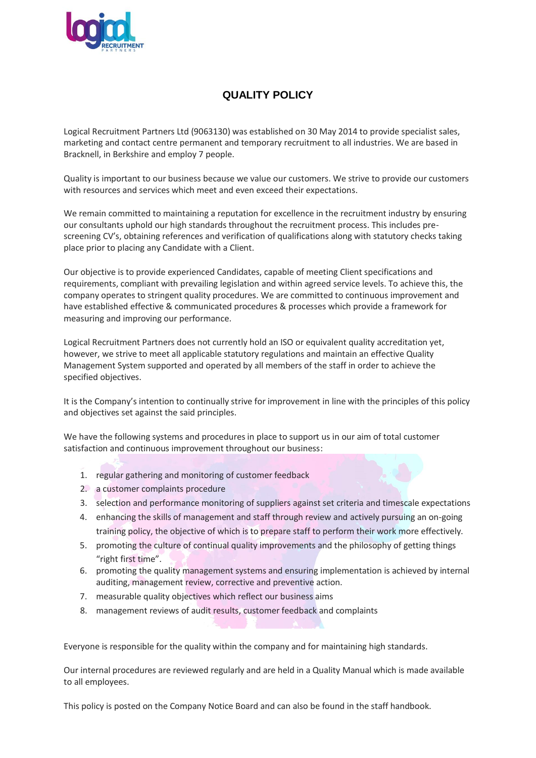# QUALITY POLICY

Logical Recruitment Partners Ltd (9063130) was established on 30 May 2014 to provide specialist sales, marketing and contact centre permanent and temporary recruitment to all industries. We are based in Bracknell, in Berkshire and employ 7 people.

Quality is important to our business because we value our customers. We strive to provide our customers with resources and services which meet and even exceed their expectations.

We remain committed to maintaining a reputation for excellence in the recruitment industry by ensuring our consultants uphold our high standards throughout the recruitment process. This includes pre-screening CV's, obtaining references and verification of qualifications along with statutory checks taking place prior to placing any Candidate with a Client.

Our objective is to provide experienced Candidates, capable of meeting Client specifications and requirements, compliant with prevailing legislation and within agreed service levels. To achieve this, the company operates to stringent quality procedures. We are committed to continuous improvement and have established effective & communicated procedures & processes which provide a framework for measuring and improving our performance.

Logical Recruitment Partners does not currently hold an ISO or equivalent quality accreditation yet, however, we strive to meet all applicable statutory regulations and maintain an effective Quality Management System supported and operated by all members of the staff in order to achieve the specified objectives.

It is the Company's intention to continually strive for improvement in line with the principles of this policy and objectives set against the said principles.

We have the following systems and procedures in place to support us in our aim of total customer satisfaction and continuous improvement throughout our business:

1. regular gathering and monitoring of customer feedback
2. a customer complaints procedure
3. selection and performance monitoring of suppliers against set criteria and timescale expectations
4. enhancing the skills of management and staff through review and actively pursuing an on-going training policy, the objective of which is to prepare staff to perform their work more effectively.
5. promoting the culture of continual quality improvements and the philosophy of getting things "right first time".
6. promoting the quality management systems and ensuring implementation is achieved by internal auditing, management review, corrective and preventive action.
7. measurable quality objectives which reflect our business aims
8. management reviews of audit results, customer feedback and complaints

Everyone is responsible for the quality within the company and for maintaining high standards.

Our internal procedures are reviewed regularly and are held in a Quality Manual which is made available to all employees.

This policy is posted on the Company Notice Board and can also be found in the staff handbook.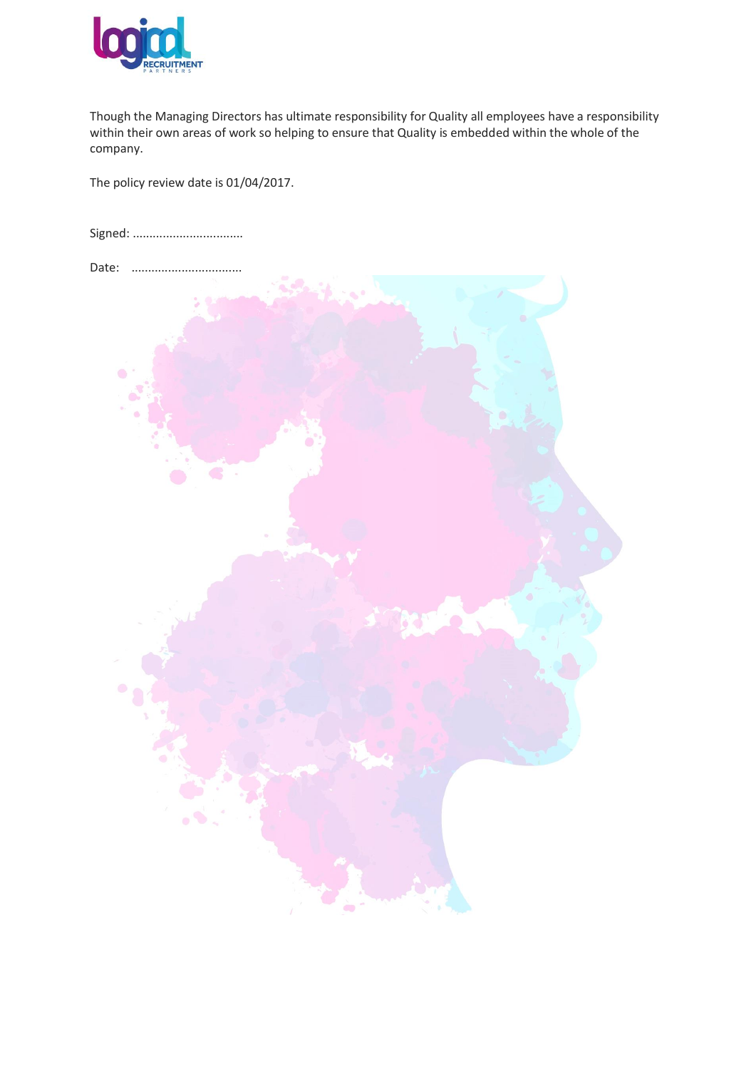Though the Managing Directors has ultimate responsibility for Quality all employees have a responsibility within their own areas of work so helping to ensure that Quality is embedded within the whole of the company.

The policy review date is 01/04/2017.

Signed: ……………………………

Date: ……………………………